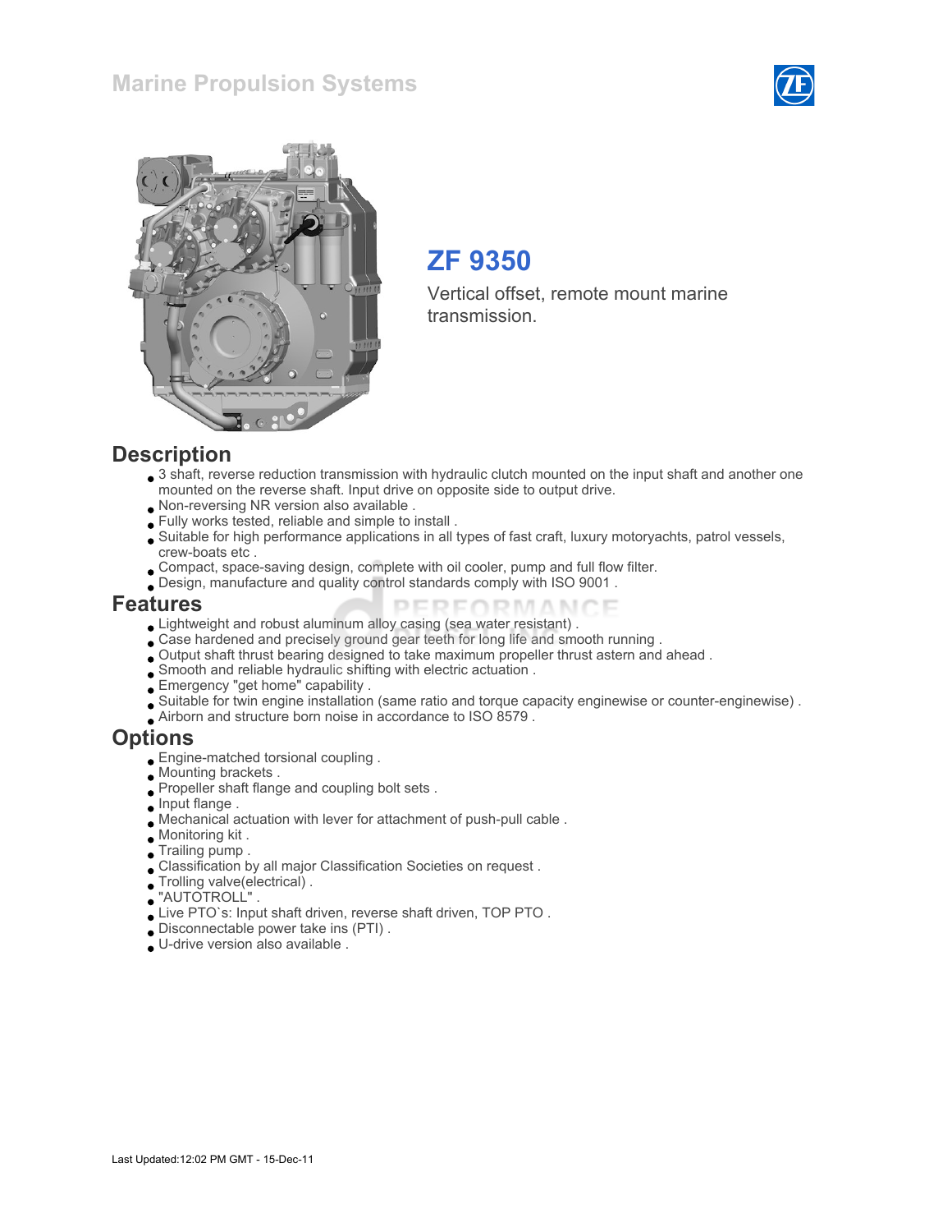# ZF 9350

Vertical offset, remote mount marine transmission.

## Description

- 3 shaft, reverse reduction transmission with hydraulic clutch mounted on the input shaft and another one mounted on the reverse shaft. Input drive on opposite side to output drive.
- Non-reversing NR version also available .
- Fully works tested, reliable and simple to install .
- Suitable for high performance applications in all types of fast craft, luxury motoryachts, patrol vessels, crew-boats etc .
- Compact, space-saving design, complete with oil cooler, pump and full flow filter.
- Design, manufacture and quality control standards comply with ISO 9001 .

## Features

- Lightweight and robust aluminum alloy casing (sea water resistant) .
- Case hardened and precisely ground gear teeth for long life and smooth running .
- Output shaft thrust bearing designed to take maximum propeller thrust astern and ahead .
- Smooth and reliable hydraulic shifting with electric actuation .
- Emergency "get home" capability .
- Suitable for twin engine installation (same ratio and torque capacity enginewise or counter-enginewise) .
- Airborn and structure born noise in accordance to ISO 8579 .

## Options

- Engine-matched torsional coupling .
- Mounting brackets .
- Propeller shaft flange and coupling bolt sets .
- Input flange .
- Mechanical actuation with lever for attachment of push-pull cable .
- Monitoring kit .
- Trailing pump .
- Classification by all major Classification Societies on request .
- Trolling valve(electrical) .
- "AUTOTROLL" .
- Live PTO`s: Input shaft driven, reverse shaft driven, TOP PTO .
- Disconnectable power take ins (PTI) .
- U-drive version also available .

Last Updated:12:02 PM GMT - 15-Dec-11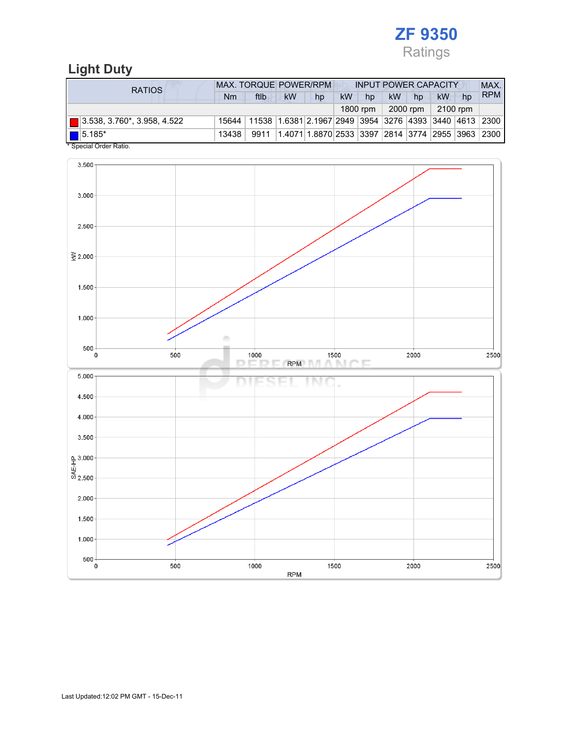# ZF 9350

Ratings

## Light Duty

| RATIOS | MAX. TORQUE | | POWER/RPM | | INPUT POWER CAPACITY | | | | | | MAX. RPM |
|---|---|---|---|---|---|---|---|---|---|---|---|
| | Nm | ftlb | kW | hp | kW | hp | kW | hp | kW | hp | |
| | | | | | 1800 rpm | | 2000 rpm | | 2100 rpm | | |
| 3.538, 3.760*, 3.958, 4.522 | 15644 | 11538 | 1.6381 | 2.1967 | 2949 | 3954 | 3276 | 4393 | 3440 | 4613 | 2300 |
| 5.185* | 13438 | 9911 | 1.4071 | 1.8870 | 2533 | 3397 | 2814 | 3774 | 2955 | 3963 | 2300 |

\* Special Order Ratio.

Last Updated:12:02 PM GMT - 15-Dec-11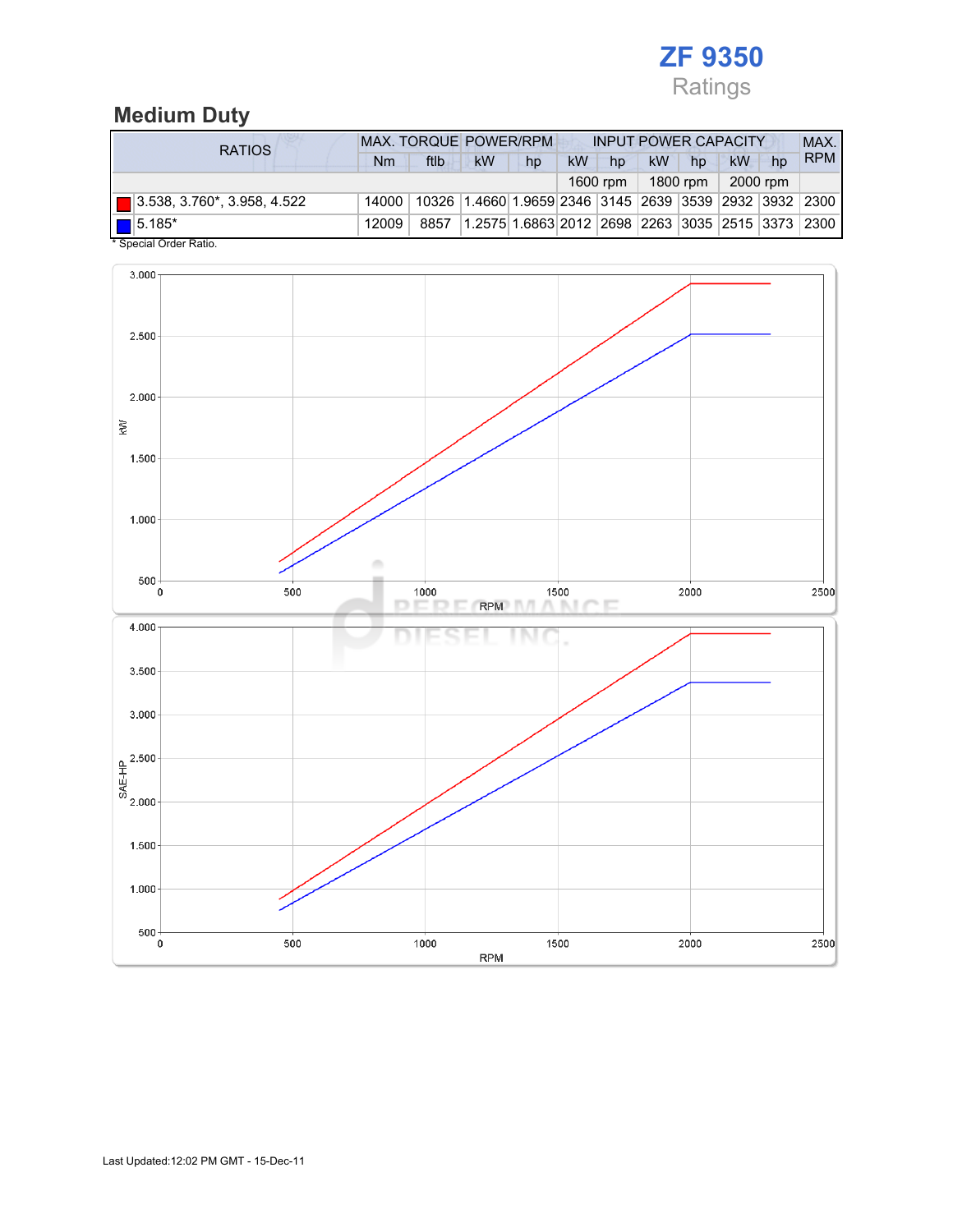# ZF 9350

Ratings

## Medium Duty

| RATIOS | MAX. TORQUE | | POWER/RPM | | INPUT POWER CAPACITY | | | | | | MAX. RPM |
|---|---|---|---|---|---|---|---|---|---|---|---|
| | Nm | ftlb | kW | hp | kW | hp | kW | hp | kW | hp | |
| | | | | | 1600 rpm | | 1800 rpm | | 2000 rpm | | |
| 3.538, 3.760*, 3.958, 4.522 | 14000 | 10326 | 1.4660 | 1.9659 | 2346 | 3145 | 2639 | 3539 | 2932 | 3932 | 2300 |
| 5.185* | 12009 | 8857 | 1.2575 | 1.6863 | 2012 | 2698 | 2263 | 3035 | 2515 | 3373 | 2300 |

* Special Order Ratio.

Last Updated:12:02 PM GMT - 15-Dec-11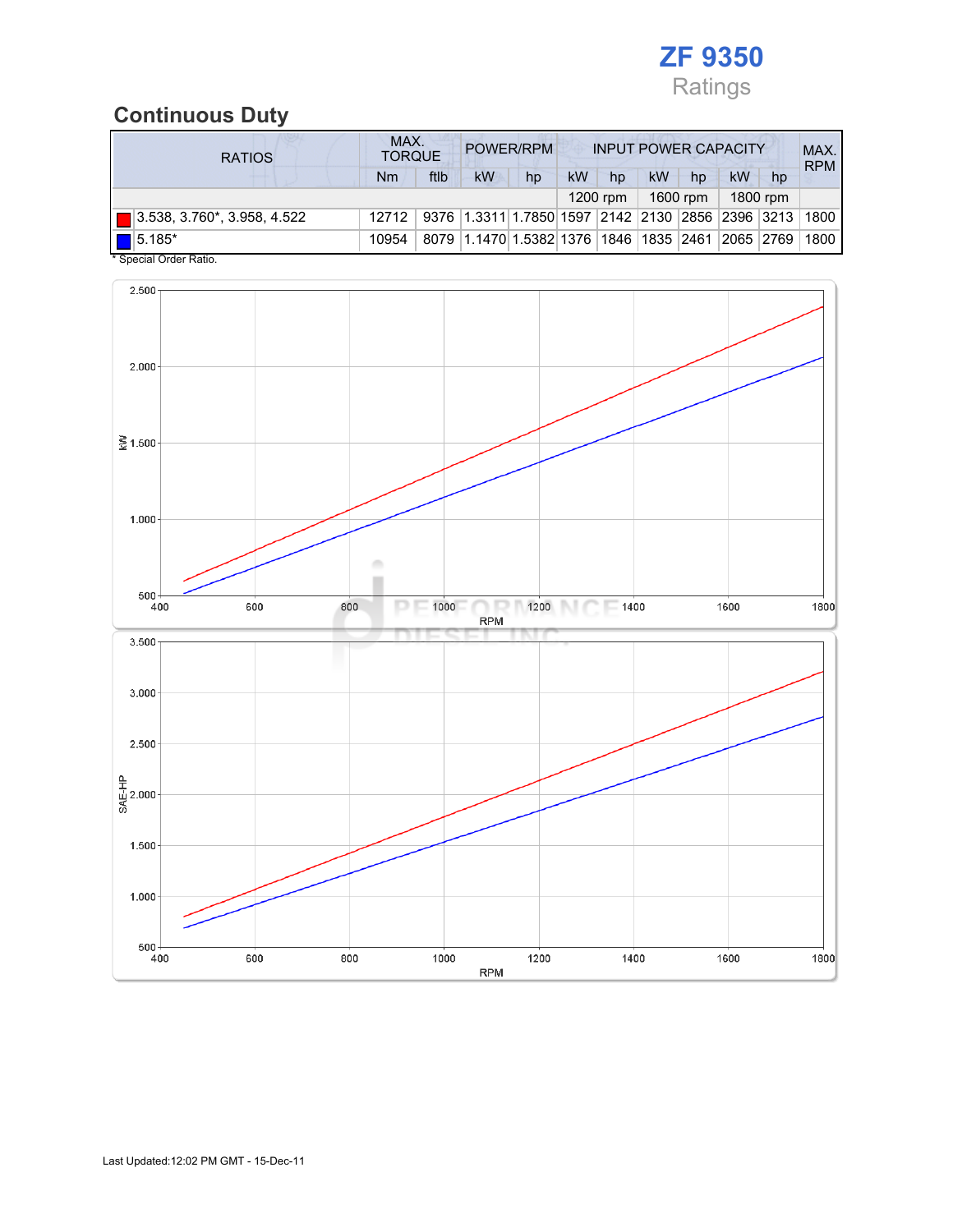# ZF 9350

Ratings

## Continuous Duty

| RATIOS | MAX. TORQUE | | POWER/RPM | | INPUT POWER CAPACITY | | | | | | MAX. RPM |
|---|---|---|---|---|---|---|---|---|---|---|---|
| | Nm | ftlb | kW | hp | kW | hp | kW | hp | kW | hp | |
| | | | | | 1200 rpm | | 1600 rpm | | 1800 rpm | | |
| 3.538, 3.760*, 3.958, 4.522 | 12712 | 9376 | 1.3311 | 1.7850 | 1597 | 2142 | 2130 | 2856 | 2396 | 3213 | 1800 |
| 5.185* | 10954 | 8079 | 1.1470 | 1.5382 | 1376 | 1846 | 1835 | 2461 | 2065 | 2769 | 1800 |

\* Special Order Ratio.

Last Updated:12:02 PM GMT - 15-Dec-11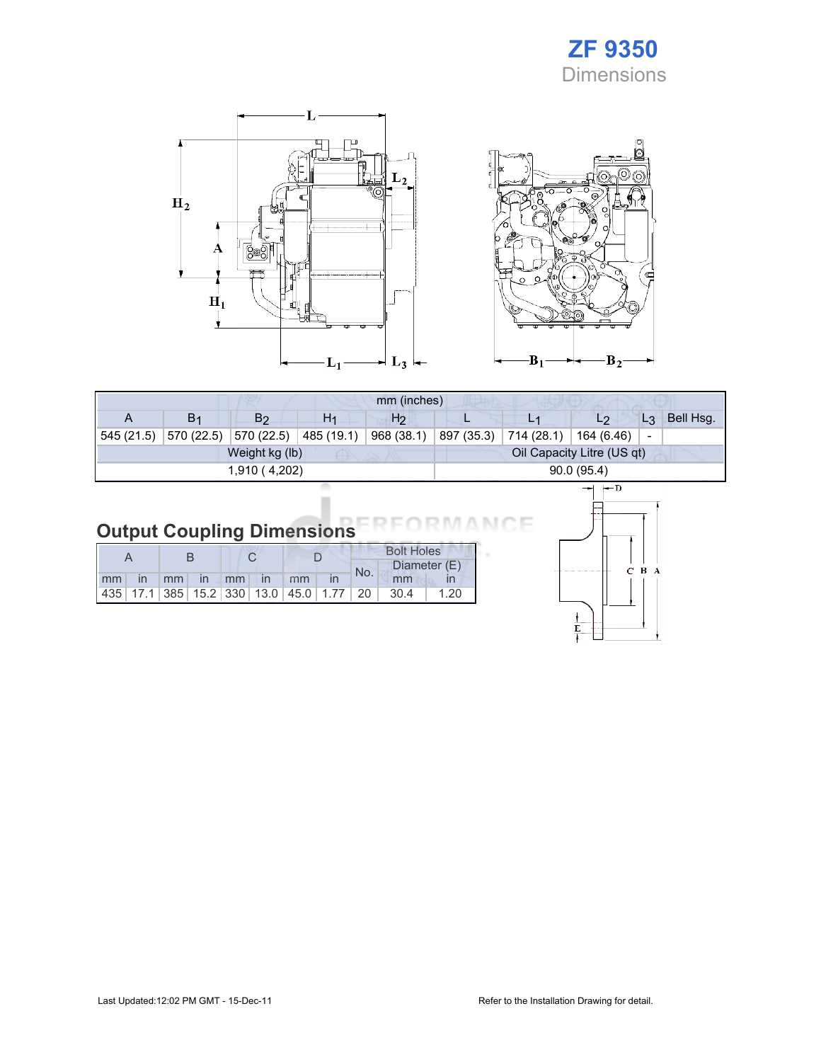# ZF 9350

## Dimensions

| mm (inches) | | | | | | | | | |
|---|---|---|---|---|---|---|---|---|---|
| A | $B_1$ | $B_2$ | $H_1$ | $H_2$ | L | $L_1$ | $L_2$ | $L_3$ | Bell Hsg. |
| 545 (21.5) | 570 (22.5) | 570 (22.5) | 485 (19.1) | 968 (38.1) | 897 (35.3) | 714 (28.1) | 164 (6.46) | - | |

| Weight kg (lb) | Oil Capacity Litre (US qt) |
|---|---|
| 1,910 ( 4,202) | 90.0 (95.4) |

## Output Coupling Dimensions

| A | | B | | C | | D | | Bolt Holes | | |
|---|---|---|---|---|---|---|---|---|---|---|
| | | | | | | | | No. | Diameter (E) | |
| mm | in | mm | in | mm | in | mm | in | | mm | in |
| 435 | 17.1 | 385 | 15.2 | 330 | 13.0 | 45.0 | 1.77 | 20 | 30.4 | 1.20 |

Last Updated:12:02 PM GMT - 15-Dec-11

Refer to the Installation Drawing for detail.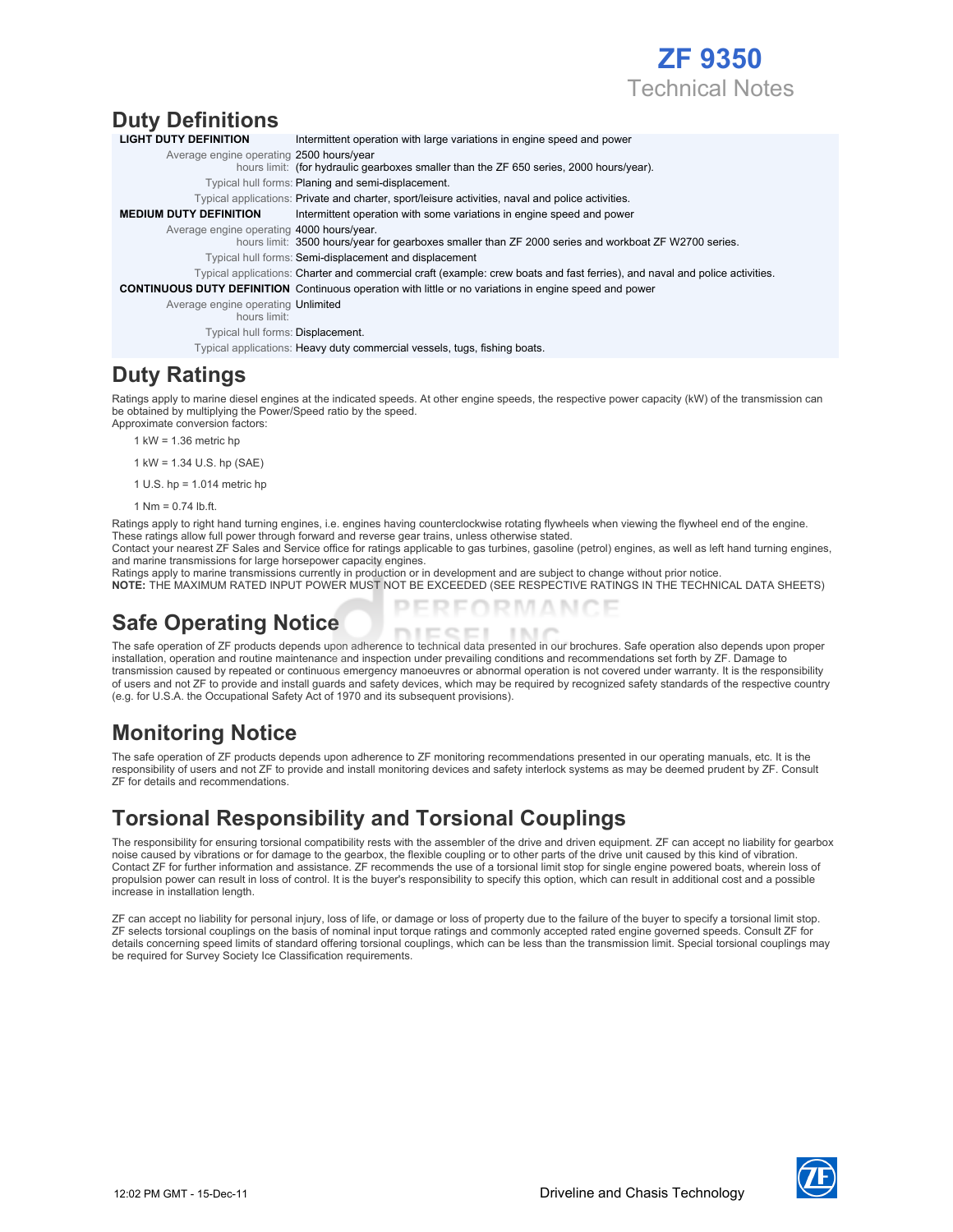# ZF 9350

Technical Notes

## Duty Definitions

| | |
|---|---|
| **LIGHT DUTY DEFINITION** | Intermittent operation with large variations in engine speed and power |
| Average engine operating hours limit: | 2500 hours/year (for hydraulic gearboxes smaller than the ZF 650 series, 2000 hours/year). |
| Typical hull forms: | Planing and semi-displacement. |
| Typical applications: | Private and charter, sport/leisure activities, naval and police activities. |
| **MEDIUM DUTY DEFINITION** | Intermittent operation with some variations in engine speed and power |
| Average engine operating hours limit: | 4000 hours/year. 3500 hours/year for gearboxes smaller than ZF 2000 series and workboat ZF W2700 series. |
| Typical hull forms: | Semi-displacement and displacement |
| Typical applications: | Charter and commercial craft (example: crew boats and fast ferries), and naval and police activities. |
| **CONTINUOUS DUTY DEFINITION** | Continuous operation with little or no variations in engine speed and power |
| Average engine operating hours limit: | Unlimited |
| Typical hull forms: | Displacement. |
| Typical applications: | Heavy duty commercial vessels, tugs, fishing boats. |

## Duty Ratings

Ratings apply to marine diesel engines at the indicated speeds. At other engine speeds, the respective power capacity (kW) of the transmission can be obtained by multiplying the Power/Speed ratio by the speed.
Approximate conversion factors:

1 kW = 1.36 metric hp

1 kW = 1.34 U.S. hp (SAE)

1 U.S. hp = 1.014 metric hp

1 Nm = 0.74 lb.ft.

Ratings apply to right hand turning engines, i.e. engines having counterclockwise rotating flywheels when viewing the flywheel end of the engine.
These ratings allow full power through forward and reverse gear trains, unless otherwise stated.
Contact your nearest ZF Sales and Service office for ratings applicable to gas turbines, gasoline (petrol) engines, as well as left hand turning engines, and marine transmissions for large horsepower capacity engines.
Ratings apply to marine transmissions currently in production or in development and are subject to change without prior notice.
**NOTE:** THE MAXIMUM RATED INPUT POWER MUST NOT BE EXCEEDED (SEE RESPECTIVE RATINGS IN THE TECHNICAL DATA SHEETS)

## Safe Operating Notice

The safe operation of ZF products depends upon adherence to technical data presented in our brochures. Safe operation also depends upon proper installation, operation and routine maintenance and inspection under prevailing conditions and recommendations set forth by ZF. Damage to transmission caused by repeated or continuous emergency manoeuvres or abnormal operation is not covered under warranty. It is the responsibility of users and not ZF to provide and install guards and safety devices, which may be required by recognized safety standards of the respective country (e.g. for U.S.A. the Occupational Safety Act of 1970 and its subsequent provisions).

## Monitoring Notice

The safe operation of ZF products depends upon adherence to ZF monitoring recommendations presented in our operating manuals, etc. It is the responsibility of users and not ZF to provide and install monitoring devices and safety interlock systems as may be deemed prudent by ZF. Consult ZF for details and recommendations.

## Torsional Responsibility and Torsional Couplings

The responsibility for ensuring torsional compatibility rests with the assembler of the drive and driven equipment. ZF can accept no liability for gearbox noise caused by vibrations or for damage to the gearbox, the flexible coupling or to other parts of the drive unit caused by this kind of vibration. Contact ZF for further information and assistance. ZF recommends the use of a torsional limit stop for single engine powered boats, wherein loss of propulsion power can result in loss of control. It is the buyer's responsibility to specify this option, which can result in additional cost and a possible increase in installation length.

ZF can accept no liability for personal injury, loss of life, or damage or loss of property due to the failure of the buyer to specify a torsional limit stop. ZF selects torsional couplings on the basis of nominal input torque ratings and commonly accepted rated engine governed speeds. Consult ZF for details concerning speed limits of standard offering torsional couplings, which can be less than the transmission limit. Special torsional couplings may be required for Survey Society Ice Classification requirements.